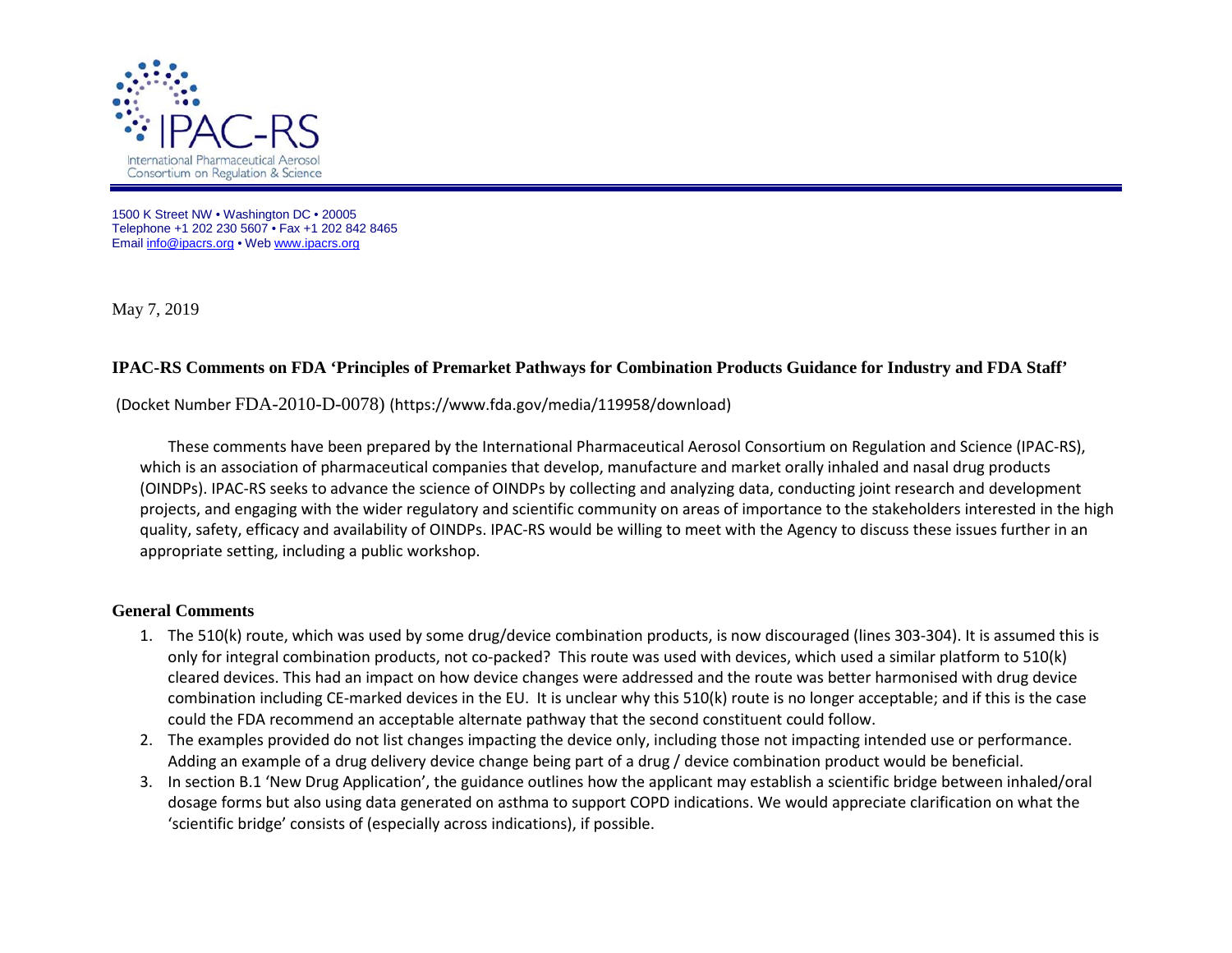IPAC-RS

International Pharmaceutical Aerosol Consortium on Regulation & Science

1500 K Street NW • Washington DC • 20005
Telephone +1 202 230 5607 • Fax +1 202 842 8465
Email info@ipacrs.org • Web www.ipacrs.org

May 7, 2019

**IPAC-RS Comments on FDA 'Principles of Premarket Pathways for Combination Products Guidance for Industry and FDA Staff'**

(Docket Number FDA-2010-D-0078) (https://www.fda.gov/media/119958/download)

These comments have been prepared by the International Pharmaceutical Aerosol Consortium on Regulation and Science (IPAC-RS), which is an association of pharmaceutical companies that develop, manufacture and market orally inhaled and nasal drug products (OINDPs). IPAC-RS seeks to advance the science of OINDPs by collecting and analyzing data, conducting joint research and development projects, and engaging with the wider regulatory and scientific community on areas of importance to the stakeholders interested in the high quality, safety, efficacy and availability of OINDPs. IPAC-RS would be willing to meet with the Agency to discuss these issues further in an appropriate setting, including a public workshop.

## General Comments

1. The 510(k) route, which was used by some drug/device combination products, is now discouraged (lines 303-304). It is assumed this is only for integral combination products, not co-packed? This route was used with devices, which used a similar platform to 510(k) cleared devices. This had an impact on how device changes were addressed and the route was better harmonised with drug device combination including CE-marked devices in the EU. It is unclear why this 510(k) route is no longer acceptable; and if this is the case could the FDA recommend an acceptable alternate pathway that the second constituent could follow.
2. The examples provided do not list changes impacting the device only, including those not impacting intended use or performance. Adding an example of a drug delivery device change being part of a drug / device combination product would be beneficial.
3. In section B.1 'New Drug Application', the guidance outlines how the applicant may establish a scientific bridge between inhaled/oral dosage forms but also using data generated on asthma to support COPD indications. We would appreciate clarification on what the 'scientific bridge' consists of (especially across indications), if possible.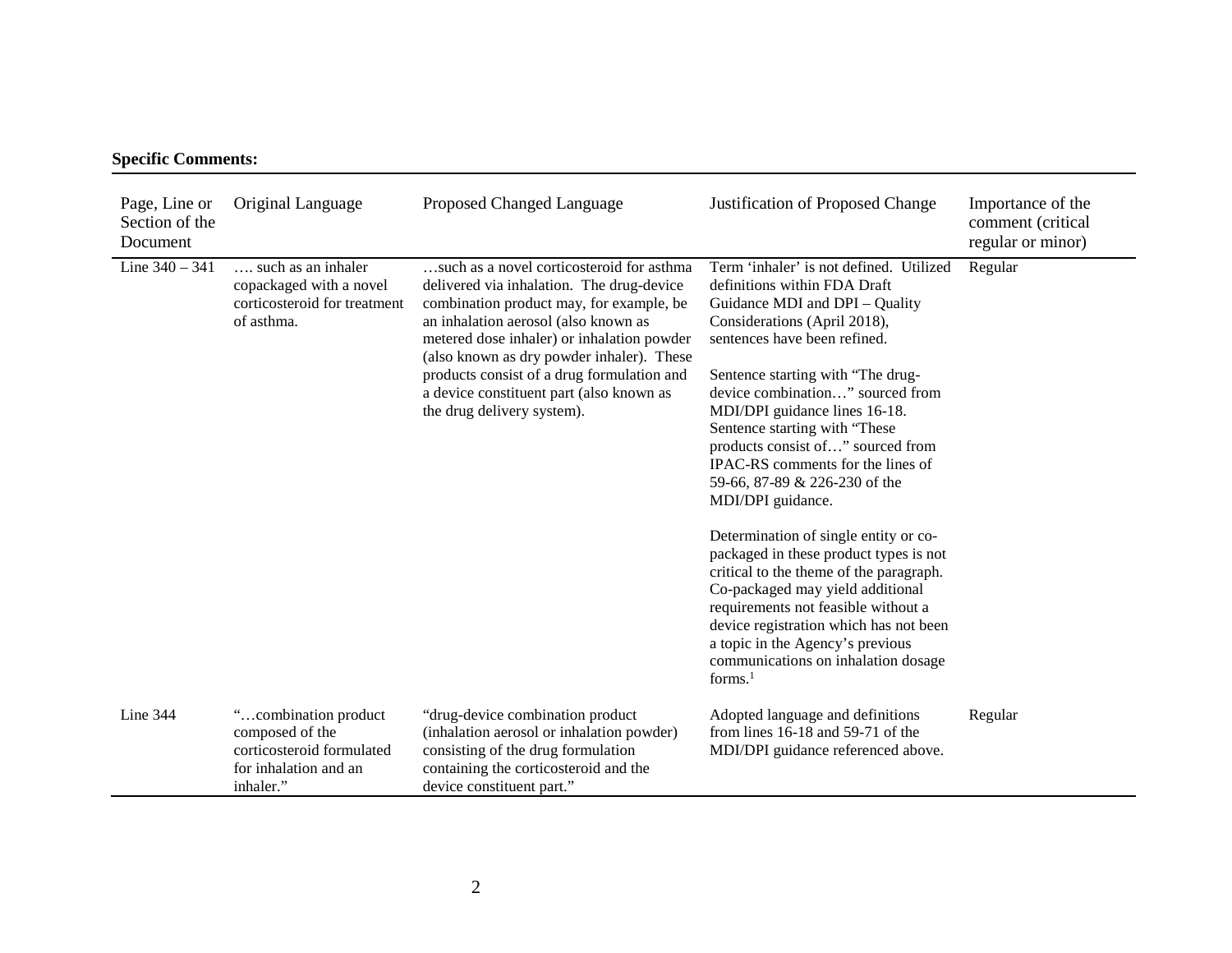**Specific Comments:**

| Page, Line or Section of the Document | Original Language | Proposed Changed Language | Justification of Proposed Change | Importance of the comment (critical regular or minor) |
|---|---|---|---|---|
| Line 340 – 341 | …. such as an inhaler copackaged with a novel corticosteroid for treatment of asthma. | …such as a novel corticosteroid for asthma delivered via inhalation. The drug-device combination product may, for example, be an inhalation aerosol (also known as metered dose inhaler) or inhalation powder (also known as dry powder inhaler). These products consist of a drug formulation and a device constituent part (also known as the drug delivery system). | Term 'inhaler' is not defined. Utilized definitions within FDA Draft Guidance MDI and DPI – Quality Considerations (April 2018), sentences have been refined.<br><br>Sentence starting with "The drug-device combination…" sourced from MDI/DPI guidance lines 16-18. Sentence starting with "These products consist of…" sourced from IPAC-RS comments for the lines of 59-66, 87-89 & 226-230 of the MDI/DPI guidance.<br><br>Determination of single entity or co-packaged in these product types is not critical to the theme of the paragraph. Co-packaged may yield additional requirements not feasible without a device registration which has not been a topic in the Agency's previous communications on inhalation dosage forms.[1] | Regular |
| Line 344 | "…combination product composed of the corticosteroid formulated for inhalation and an inhaler." | "drug-device combination product (inhalation aerosol or inhalation powder) consisting of the drug formulation containing the corticosteroid and the device constituent part." | Adopted language and definitions from lines 16-18 and 59-71 of the MDI/DPI guidance referenced above. | Regular |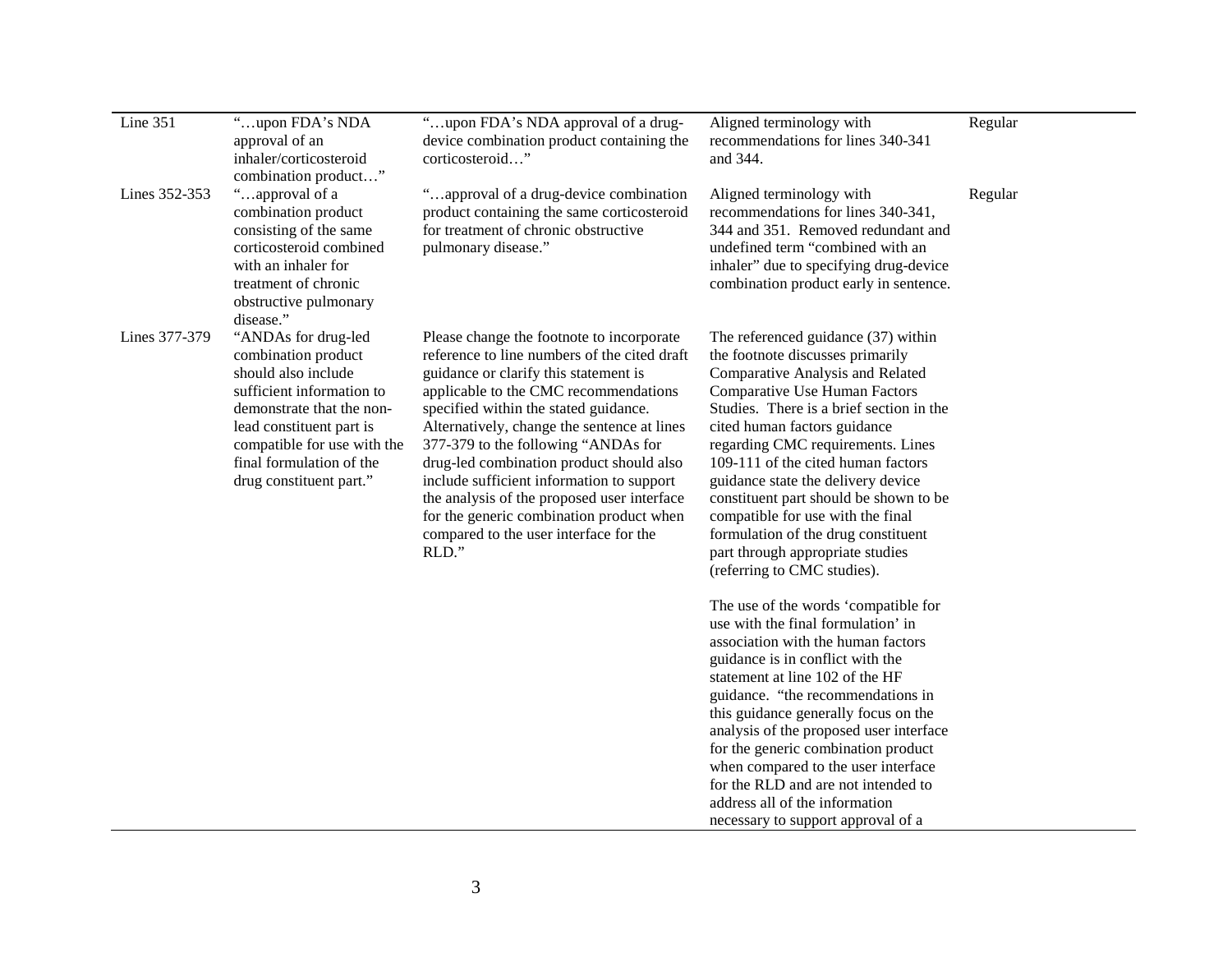| | | | | |
|---|---|---|---|---|
| Line 351 | "…upon FDA's NDA approval of an inhaler/corticosteroid combination product…" | "…upon FDA's NDA approval of a drug-device combination product containing the corticosteroid…" | Aligned terminology with recommendations for lines 340-341 and 344. | Regular |
| Lines 352-353 | "…approval of a combination product consisting of the same corticosteroid combined with an inhaler for treatment of chronic obstructive pulmonary disease." | "…approval of a drug-device combination product containing the same corticosteroid for treatment of chronic obstructive pulmonary disease." | Aligned terminology with recommendations for lines 340-341, 344 and 351. Removed redundant and undefined term "combined with an inhaler" due to specifying drug-device combination product early in sentence. | Regular |
| Lines 377-379 | "ANDAs for drug-led combination product should also include sufficient information to demonstrate that the non-lead constituent part is compatible for use with the final formulation of the drug constituent part." | Please change the footnote to incorporate reference to line numbers of the cited draft guidance or clarify this statement is applicable to the CMC recommendations specified within the stated guidance. Alternatively, change the sentence at lines 377-379 to the following "ANDAs for drug-led combination product should also include sufficient information to support the analysis of the proposed user interface for the generic combination product when compared to the user interface for the RLD." | The referenced guidance (37) within the footnote discusses primarily Comparative Analysis and Related Comparative Use Human Factors Studies. There is a brief section in the cited human factors guidance regarding CMC requirements. Lines 109-111 of the cited human factors guidance state the delivery device constituent part should be shown to be compatible for use with the final formulation of the drug constituent part through appropriate studies (referring to CMC studies).<br><br>The use of the words 'compatible for use with the final formulation' in association with the human factors guidance is in conflict with the statement at line 102 of the HF guidance. "the recommendations in this guidance generally focus on the analysis of the proposed user interface for the generic combination product when compared to the user interface for the RLD and are not intended to address all of the information necessary to support approval of a | |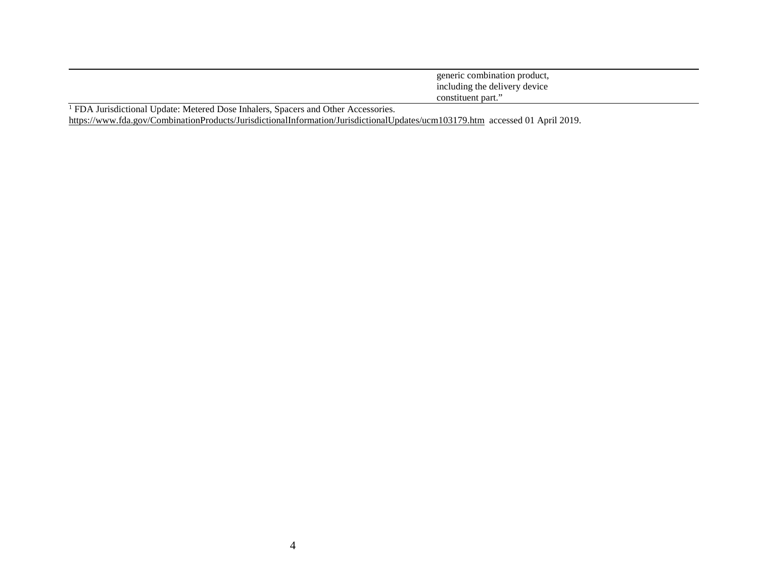| | |
|---|---|
| | generic combination product, including the delivery device constituent part.” |

[1] FDA Jurisdictional Update: Metered Dose Inhalers, Spacers and Other Accessories.
https://www.fda.gov/CombinationProducts/JurisdictionalInformation/JurisdictionalUpdates/ucm103179.htm accessed 01 April 2019.